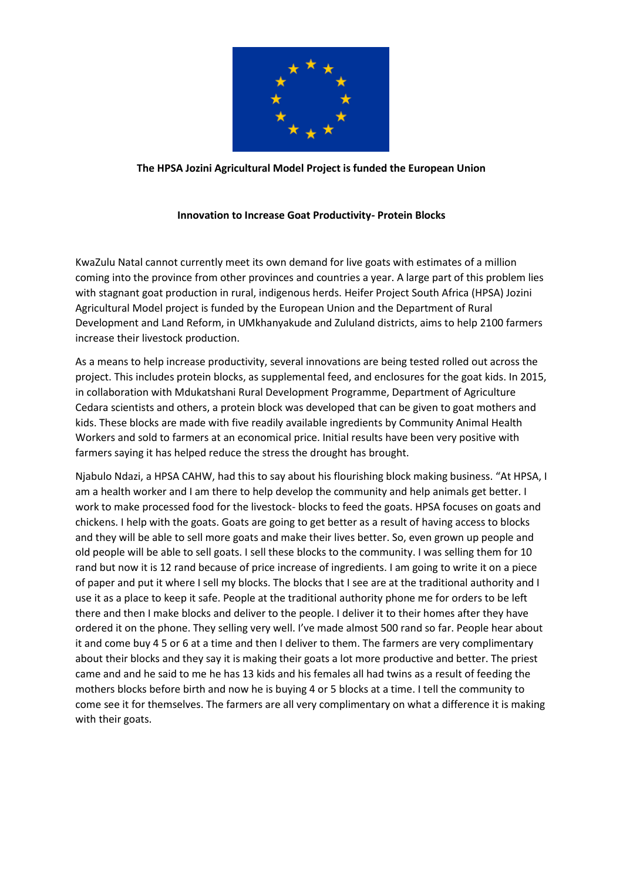**The HPSA Jozini Agricultural Model Project is funded the European Union**

**Innovation to Increase Goat Productivity- Protein Blocks**

KwaZulu Natal cannot currently meet its own demand for live goats with estimates of a million coming into the province from other provinces and countries a year. A large part of this problem lies with stagnant goat production in rural, indigenous herds. Heifer Project South Africa (HPSA) Jozini Agricultural Model project is funded by the European Union and the Department of Rural Development and Land Reform, in UMkhanyakude and Zululand districts, aims to help 2100 farmers increase their livestock production.

As a means to help increase productivity, several innovations are being tested rolled out across the project. This includes protein blocks, as supplemental feed, and enclosures for the goat kids. In 2015, in collaboration with Mdukatshani Rural Development Programme, Department of Agriculture Cedara scientists and others, a protein block was developed that can be given to goat mothers and kids. These blocks are made with five readily available ingredients by Community Animal Health Workers and sold to farmers at an economical price. Initial results have been very positive with farmers saying it has helped reduce the stress the drought has brought.

Njabulo Ndazi, a HPSA CAHW, had this to say about his flourishing block making business. "At HPSA, I am a health worker and I am there to help develop the community and help animals get better. I work to make processed food for the livestock- blocks to feed the goats. HPSA focuses on goats and chickens. I help with the goats. Goats are going to get better as a result of having access to blocks and they will be able to sell more goats and make their lives better. So, even grown up people and old people will be able to sell goats. I sell these blocks to the community. I was selling them for 10 rand but now it is 12 rand because of price increase of ingredients. I am going to write it on a piece of paper and put it where I sell my blocks. The blocks that I see are at the traditional authority and I use it as a place to keep it safe. People at the traditional authority phone me for orders to be left there and then I make blocks and deliver to the people. I deliver it to their homes after they have ordered it on the phone. They selling very well. I've made almost 500 rand so far. People hear about it and come buy 4 5 or 6 at a time and then I deliver to them. The farmers are very complimentary about their blocks and they say it is making their goats a lot more productive and better. The priest came and and he said to me he has 13 kids and his females all had twins as a result of feeding the mothers blocks before birth and now he is buying 4 or 5 blocks at a time. I tell the community to come see it for themselves. The farmers are all very complimentary on what a difference it is making with their goats.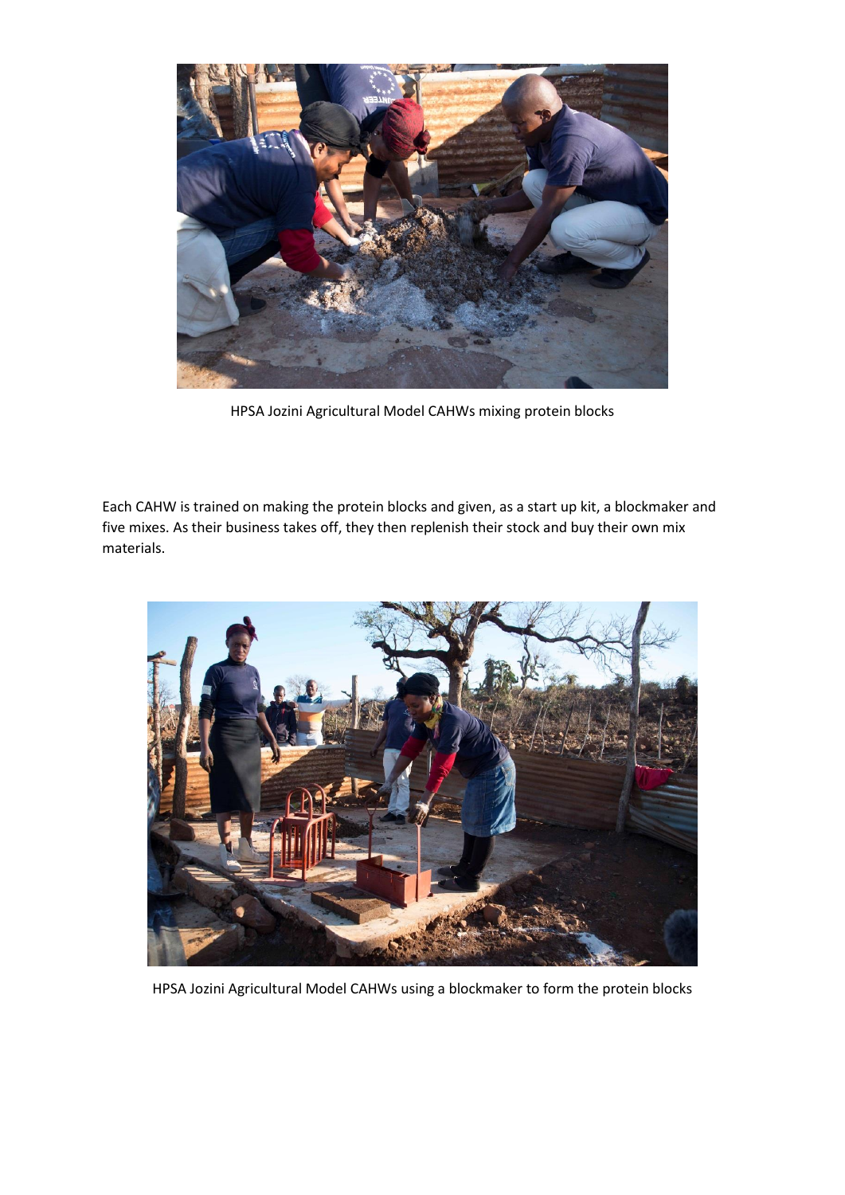HPSA Jozini Agricultural Model CAHWs mixing protein blocks

Each CAHW is trained on making the protein blocks and given, as a start up kit, a blockmaker and five mixes. As their business takes off, they then replenish their stock and buy their own mix materials.

HPSA Jozini Agricultural Model CAHWs using a blockmaker to form the protein blocks